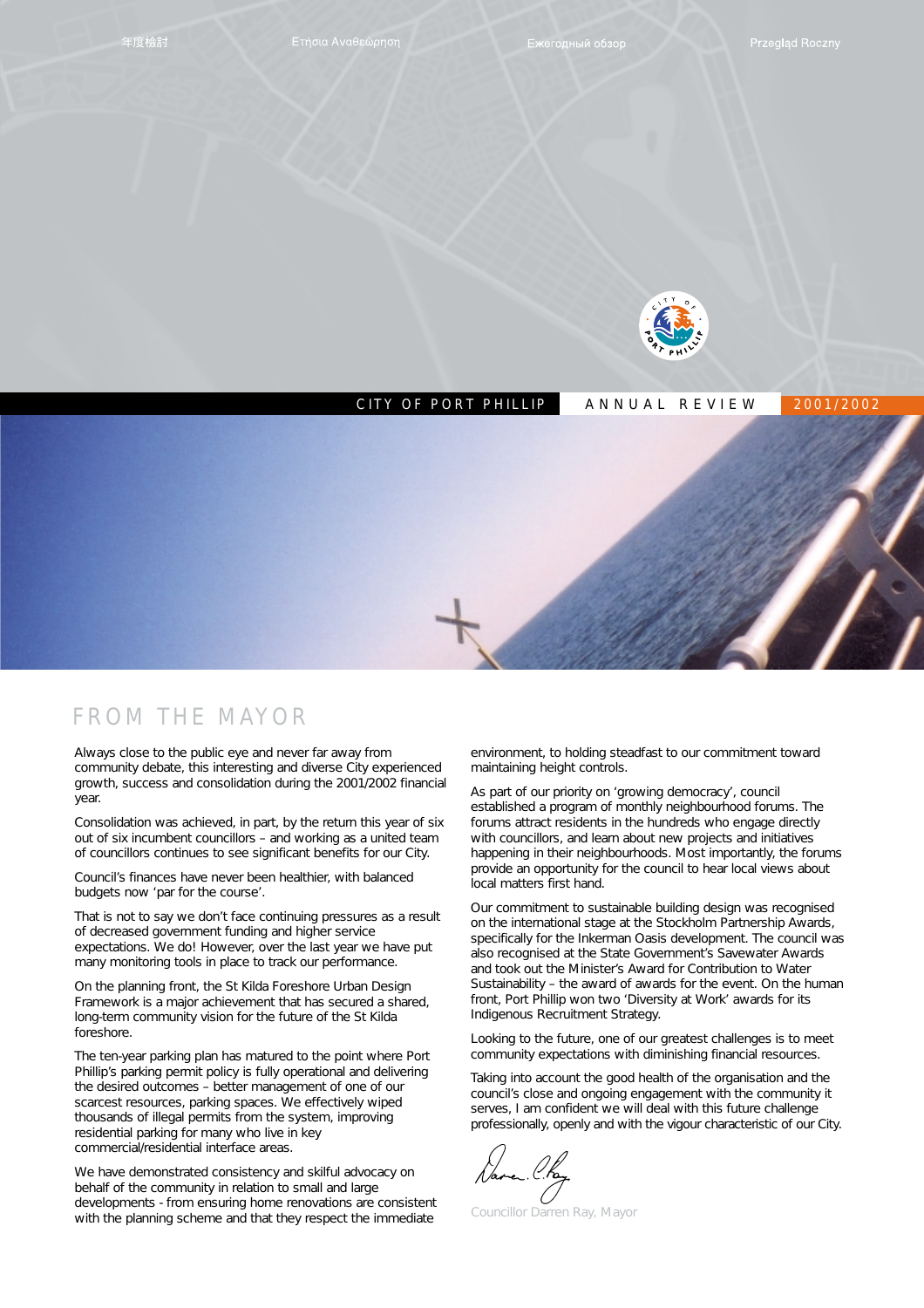年度檢討 Ετήσια Αναθεώρηση Ежегодный обзор Przegląd Roczny

CITY OF PORT PHILLIP ANNUAL REVIEW 2001/2002

## FROM THE MAYOR

Always close to the public eye and never far away from community debate, this interesting and diverse City experienced growth, success and consolidation during the 2001/2002 financial year.

Consolidation was achieved, in part, by the return this year of six out of six incumbent councillors – and working as a united team of councillors continues to see significant benefits for our City.

Council's finances have never been healthier, with balanced budgets now 'par for the course'.

That is not to say we don't face continuing pressures as a result of decreased government funding and higher service expectations. We do! However, over the last year we have put many monitoring tools in place to track our performance.

On the planning front, the St Kilda Foreshore Urban Design Framework is a major achievement that has secured a shared, long-term community vision for the future of the St Kilda foreshore.

The ten-year parking plan has matured to the point where Port Phillip's parking permit policy is fully operational and delivering the desired outcomes – better management of one of our scarcest resources, parking spaces. We effectively wiped thousands of illegal permits from the system, improving residential parking for many who live in key commercial/residential interface areas.

We have demonstrated consistency and skilful advocacy on behalf of the community in relation to small and large developments - from ensuring home renovations are consistent with the planning scheme and that they respect the immediate environment, to holding steadfast to our commitment toward maintaining height controls.

As part of our priority on 'growing democracy', council established a program of monthly neighbourhood forums. The forums attract residents in the hundreds who engage directly with councillors, and learn about new projects and initiatives happening in their neighbourhoods. Most importantly, the forums provide an opportunity for the council to hear local views about local matters first hand.

Our commitment to sustainable building design was recognised on the international stage at the Stockholm Partnership Awards, specifically for the Inkerman Oasis development. The council was also recognised at the State Government's Savewater Awards and took out the Minister's Award for Contribution to Water Sustainability – the award of awards for the event. On the human front, Port Phillip won two 'Diversity at Work' awards for its Indigenous Recruitment Strategy.

Looking to the future, one of our greatest challenges is to meet community expectations with diminishing financial resources.

Taking into account the good health of the organisation and the council's close and ongoing engagement with the community it serves, I am confident we will deal with this future challenge professionally, openly and with the vigour characteristic of our City.

Councillor Darren Ray, Mayor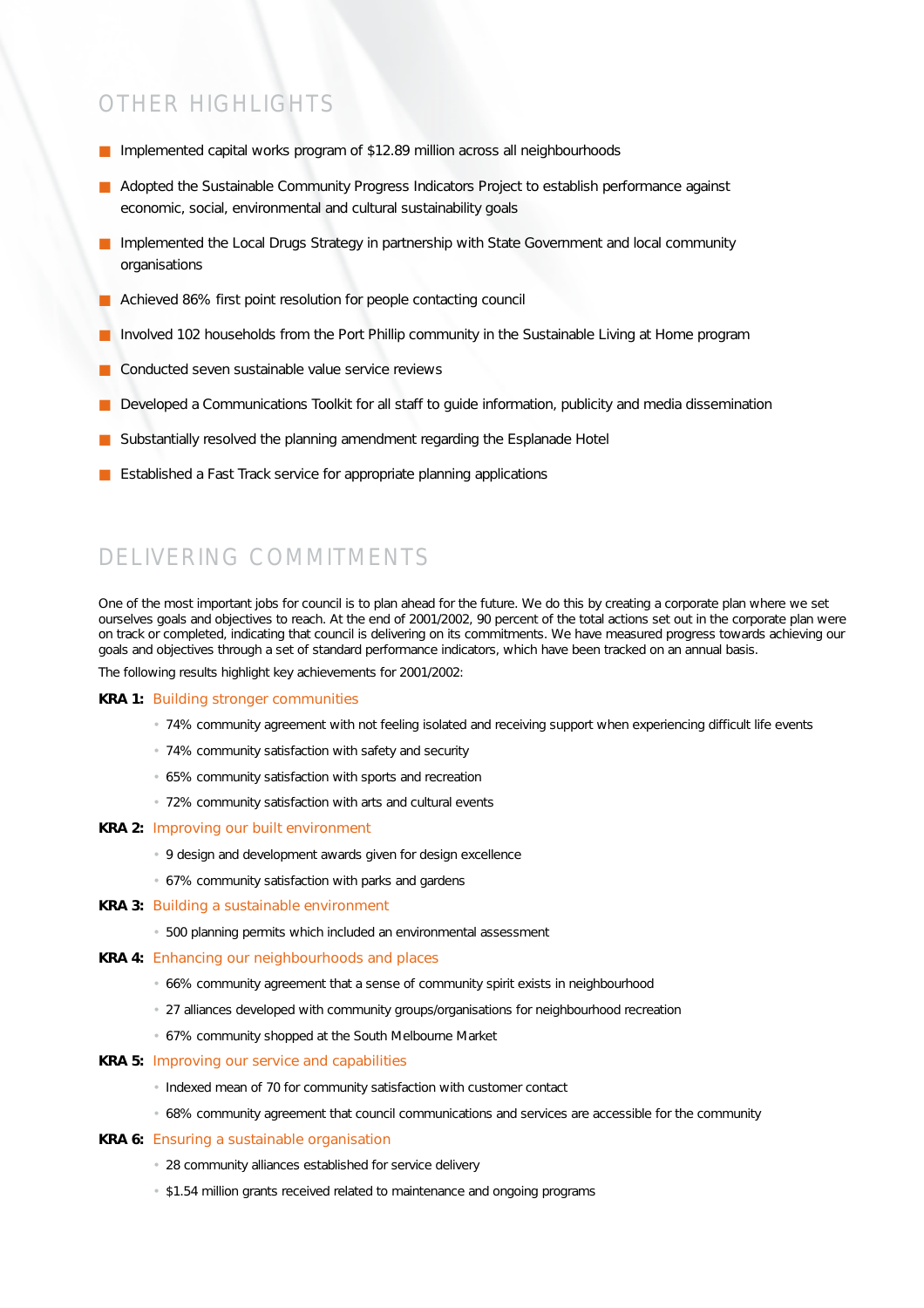## OTHER HIGHLIGHTS

- Implemented capital works program of $12.89 million across all neighbourhoods
- Adopted the Sustainable Community Progress Indicators Project to establish performance against economic, social, environmental and cultural sustainability goals
- Implemented the Local Drugs Strategy in partnership with State Government and local community organisations
- Achieved 86% first point resolution for people contacting council
- Involved 102 households from the Port Phillip community in the Sustainable Living at Home program
- Conducted seven sustainable value service reviews
- Developed a Communications Toolkit for all staff to guide information, publicity and media dissemination
- Substantially resolved the planning amendment regarding the Esplanade Hotel
- Established a Fast Track service for appropriate planning applications

## DELIVERING COMMITMENTS

One of the most important jobs for council is to plan ahead for the future. We do this by creating a corporate plan where we set ourselves goals and objectives to reach. At the end of 2001/2002, 90 percent of the total actions set out in the corporate plan were on track or completed, indicating that council is delivering on its commitments. We have measured progress towards achieving our goals and objectives through a set of standard performance indicators, which have been tracked on an annual basis.

The following results highlight key achievements for 2001/2002:

**KRA 1:** Building stronger communities

- 74% community agreement with not feeling isolated and receiving support when experiencing difficult life events
- 74% community satisfaction with safety and security
- 65% community satisfaction with sports and recreation
- 72% community satisfaction with arts and cultural events

**KRA 2:** Improving our built environment

- 9 design and development awards given for design excellence
- 67% community satisfaction with parks and gardens

**KRA 3:** Building a sustainable environment

- 500 planning permits which included an environmental assessment

**KRA 4:** Enhancing our neighbourhoods and places

- 66% community agreement that a sense of community spirit exists in neighbourhood
- 27 alliances developed with community groups/organisations for neighbourhood recreation
- 67% community shopped at the South Melbourne Market

**KRA 5:** Improving our service and capabilities

- Indexed mean of 70 for community satisfaction with customer contact
- 68% community agreement that council communications and services are accessible for the community

**KRA 6:** Ensuring a sustainable organisation

- 28 community alliances established for service delivery
- $1.54 million grants received related to maintenance and ongoing programs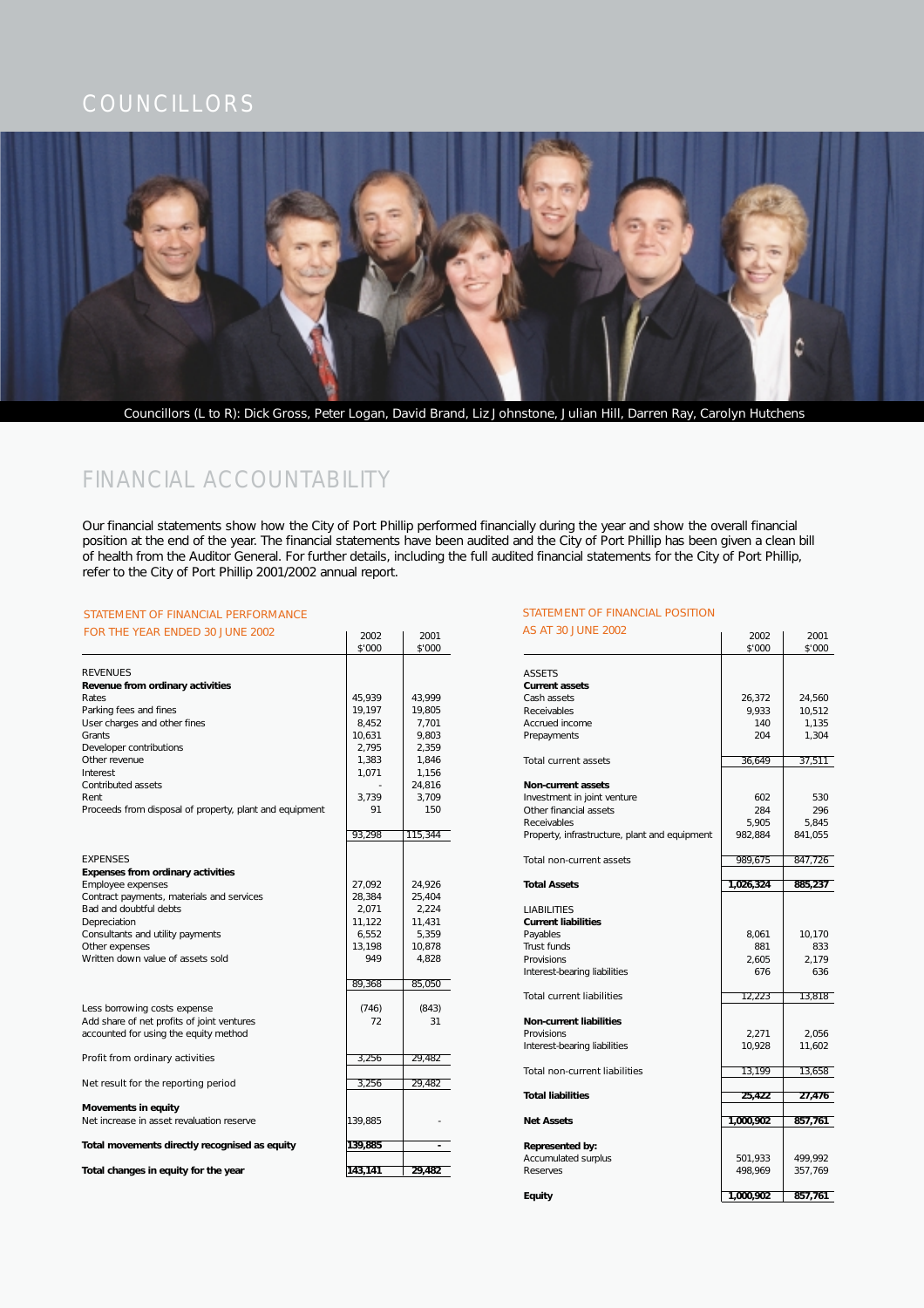# COUNCILLORS

Councillors (L to R): Dick Gross, Peter Logan, David Brand, Liz Johnstone, Julian Hill, Darren Ray, Carolyn Hutchens

# FINANCIAL ACCOUNTABILITY

Our financial statements show how the City of Port Phillip performed financially during the year and show the overall financial position at the end of the year. The financial statements have been audited and the City of Port Phillip has been given a clean bill of health from the Auditor General. For further details, including the full audited financial statements for the City of Port Phillip, refer to the City of Port Phillip 2001/2002 annual report.

## STATEMENT OF FINANCIAL PERFORMANCE FOR THE YEAR ENDED 30 JUNE 2002

| | 2002 $'000 | 2001 $'000 |
|---|---|---|
| REVENUES | | |
| **Revenue from ordinary activities** | | |
| Rates | 45,939 | 43,999 |
| Parking fees and fines | 19,197 | 19,805 |
| User charges and other fines | 8,452 | 7,701 |
| Grants | 10,631 | 9,803 |
| Developer contributions | 2,795 | 2,359 |
| Other revenue | 1,383 | 1,846 |
| Interest | 1,071 | 1,156 |
| Contributed assets | - | 24,816 |
| Rent | 3,739 | 3,709 |
| Proceeds from disposal of property, plant and equipment | 91 | 150 |
| | 93,298 | 115,344 |
| EXPENSES | | |
| **Expenses from ordinary activities** | | |
| Employee expenses | 27,092 | 24,926 |
| Contract payments, materials and services | 28,384 | 25,404 |
| Bad and doubtful debts | 2,071 | 2,224 |
| Depreciation | 11,122 | 11,431 |
| Consultants and utility payments | 6,552 | 5,359 |
| Other expenses | 13,198 | 10,878 |
| Written down value of assets sold | 949 | 4,828 |
| | 89,368 | 85,050 |
| Less borrowing costs expense | (746) | (843) |
| Add share of net profits of joint ventures accounted for using the equity method | 72 | 31 |
| Profit from ordinary activities | 3,256 | 29,482 |
| Net result for the reporting period | 3,256 | 29,482 |
| **Movements in equity** | | |
| Net increase in asset revaluation reserve | 139,885 | - |
| **Total movements directly recognised as equity** | **139,885** | **-** |
| **Total changes in equity for the year** | **143,141** | **29,482** |

## STATEMENT OF FINANCIAL POSITION AS AT 30 JUNE 2002

| | 2002 $'000 | 2001 $'000 |
|---|---|---|
| ASSETS | | |
| **Current assets** | | |
| Cash assets | 26,372 | 24,560 |
| Receivables | 9,933 | 10,512 |
| Accrued income | 140 | 1,135 |
| Prepayments | 204 | 1,304 |
| Total current assets | 36,649 | 37,511 |
| **Non-current assets** | | |
| Investment in joint venture | 602 | 530 |
| Other financial assets | 284 | 296 |
| Receivables | 5,905 | 5,845 |
| Property, infrastructure, plant and equipment | 982,884 | 841,055 |
| Total non-current assets | 989,675 | 847,726 |
| **Total Assets** | **1,026,324** | **885,237** |
| LIABILITIES | | |
| **Current liabilities** | | |
| Payables | 8,061 | 10,170 |
| Trust funds | 881 | 833 |
| Provisions | 2,605 | 2,179 |
| Interest-bearing liabilities | 676 | 636 |
| Total current liabilities | 12,223 | 13,818 |
| **Non-current liabilities** | | |
| Provisions | 2,271 | 2,056 |
| Interest-bearing liabilities | 10,928 | 11,602 |
| Total non-current liabilities | 13,199 | 13,658 |
| **Total liabilities** | **25,422** | **27,476** |
| **Net Assets** | **1,000,902** | **857,761** |
| **Represented by:** | | |
| Accumulated surplus | 501,933 | 499,992 |
| Reserves | 498,969 | 357,769 |
| **Equity** | **1,000,902** | **857,761** |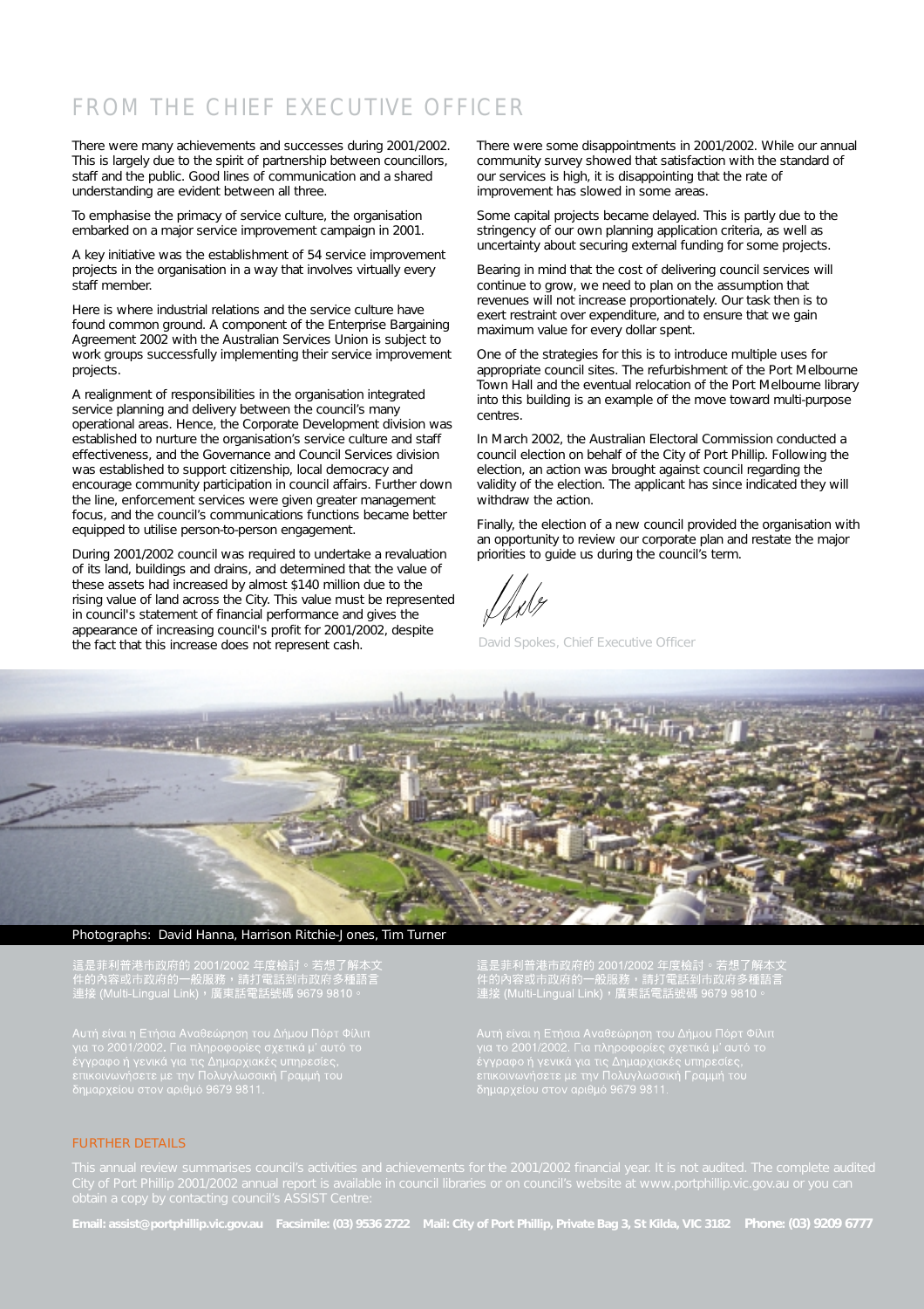# FROM THE CHIEF EXECUTIVE OFFICER

There were many achievements and successes during 2001/2002. This is largely due to the spirit of partnership between councillors, staff and the public. Good lines of communication and a shared understanding are evident between all three.

To emphasise the primacy of service culture, the organisation embarked on a major service improvement campaign in 2001.

A key initiative was the establishment of 54 service improvement projects in the organisation in a way that involves virtually every staff member.

Here is where industrial relations and the service culture have found common ground. A component of the Enterprise Bargaining Agreement 2002 with the Australian Services Union is subject to work groups successfully implementing their service improvement projects.

A realignment of responsibilities in the organisation integrated service planning and delivery between the council's many operational areas. Hence, the Corporate Development division was established to nurture the organisation's service culture and staff effectiveness, and the Governance and Council Services division was established to support citizenship, local democracy and encourage community participation in council affairs. Further down the line, enforcement services were given greater management focus, and the council's communications functions became better equipped to utilise person-to-person engagement.

During 2001/2002 council was required to undertake a revaluation of its land, buildings and drains, and determined that the value of these assets had increased by almost $140 million due to the rising value of land across the City. This value must be represented in council's statement of financial performance and gives the appearance of increasing council's profit for 2001/2002, despite the fact that this increase does not represent cash.

There were some disappointments in 2001/2002. While our annual community survey showed that satisfaction with the standard of our services is high, it is disappointing that the rate of improvement has slowed in some areas.

Some capital projects became delayed. This is partly due to the stringency of our own planning application criteria, as well as uncertainty about securing external funding for some projects.

Bearing in mind that the cost of delivering council services will continue to grow, we need to plan on the assumption that revenues will not increase proportionately. Our task then is to exert restraint over expenditure, and to ensure that we gain maximum value for every dollar spent.

One of the strategies for this is to introduce multiple uses for appropriate council sites. The refurbishment of the Port Melbourne Town Hall and the eventual relocation of the Port Melbourne library into this building is an example of the move toward multi-purpose centres.

In March 2002, the Australian Electoral Commission conducted a council election on behalf of the City of Port Phillip. Following the election, an action was brought against council regarding the validity of the election. The applicant has since indicated they will withdraw the action.

Finally, the election of a new council provided the organisation with an opportunity to review our corporate plan and restate the major priorities to guide us during the council's term.

David Spokes, Chief Executive Officer

Photographs: David Hanna, Harrison Ritchie-Jones, Tim Turner

這是菲利普港市政府的 2001/2002 年度檢討。若想了解本文件的內容或市政府的一般服務，請打電話到市政府多種語言連接 (Multi-Lingual Link)，廣東話電話號碼 9679 9810。

Αυτή είναι η Ετήσια Αναθεώρηση του Δήμου Πόρτ Φίλιπ για το 2001/2002. Για πληροφορίες σχετικά μ' αυτό το έγγραφο ή γενικά για τις Δημαρχιακές υπηρεσίες, επικοινωνήσετε με την Πολυγλωσσική Γραμμή του δημαρχείου στον αριθμό 9679 9811.

這是菲利普港市政府的 2001/2002 年度檢討。若想了解本文件的內容或市政府的一般服務，請打電話到市政府多種語言連接 (Multi-Lingual Link)，廣東話電話號碼 9679 9810。

Αυτή είναι η Ετήσια Αναθεώρηση του Δήμου Πόρτ Φίλιπ για το 2001/2002. Για πληροφορίες σχετικά μ' αυτό το έγγραφο ή γενικά για τις Δημαρχιακές υπηρεσίες, επικοινωνήσετε με την Πολυγλωσσική Γραμμή του δημαρχείου στον αριθμό 9679 9811.

## FURTHER DETAILS

This annual review summarises council's activities and achievements for the 2001/2002 financial year. It is not audited. The complete audited City of Port Phillip 2001/2002 annual report is available in council libraries or on council's website at www.portphillip.vic.gov.au or you can obtain a copy by contacting council's ASSIST Centre:

**Email: assist@portphillip.vic.gov.au  Facsimile: (03) 9536 2722  Mail: City of Port Phillip, Private Bag 3, St Kilda, VIC 3182  Phone: (03) 9209 6777**